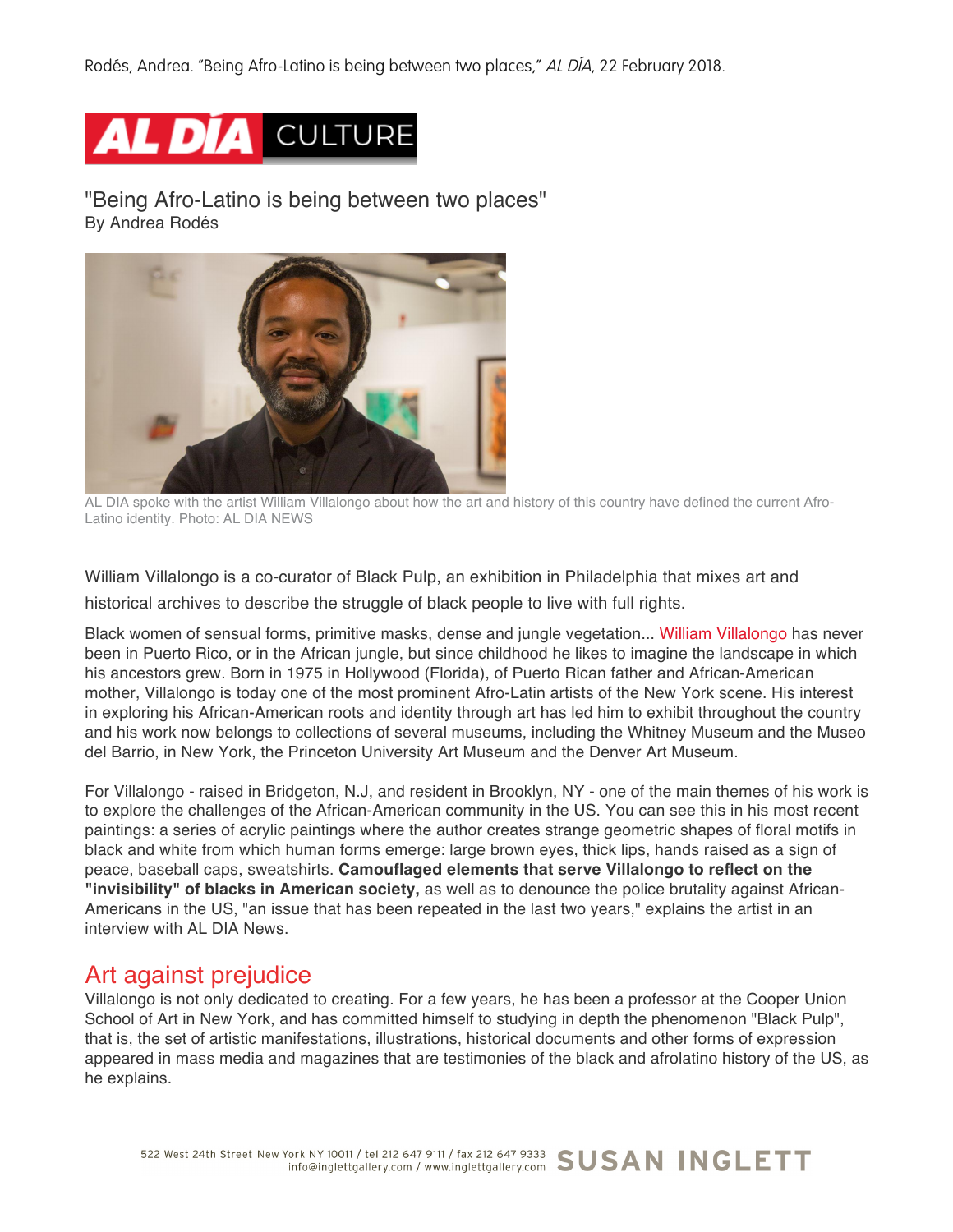Rodés, Andrea. "Being Afro-Latino is being between two places," *AL DÍA*, 22 February 2018.

**AL DÍA** CULTURE

# "Being Afro-Latino is being between two places"

By Andrea Rodés

AL DIA spoke with the artist William Villalongo about how the art and history of this country have defined the current Afro-Latino identity. Photo: AL DIA NEWS

William Villalongo is a co-curator of Black Pulp, an exhibition in Philadelphia that mixes art and historical archives to describe the struggle of black people to live with full rights.

Black women of sensual forms, primitive masks, dense and jungle vegetation... William Villalongo has never been in Puerto Rico, or in the African jungle, but since childhood he likes to imagine the landscape in which his ancestors grew. Born in 1975 in Hollywood (Florida), of Puerto Rican father and African-American mother, Villalongo is today one of the most prominent Afro-Latin artists of the New York scene. His interest in exploring his African-American roots and identity through art has led him to exhibit throughout the country and his work now belongs to collections of several museums, including the Whitney Museum and the Museo del Barrio, in New York, the Princeton University Art Museum and the Denver Art Museum.

For Villalongo - raised in Bridgeton, N.J, and resident in Brooklyn, NY - one of the main themes of his work is to explore the challenges of the African-American community in the US. You can see this in his most recent paintings: a series of acrylic paintings where the author creates strange geometric shapes of floral motifs in black and white from which human forms emerge: large brown eyes, thick lips, hands raised as a sign of peace, baseball caps, sweatshirts. **Camouflaged elements that serve Villalongo to reflect on the "invisibility" of blacks in American society,** as well as to denounce the police brutality against African-Americans in the US, "an issue that has been repeated in the last two years," explains the artist in an interview with AL DIA News.

## Art against prejudice

Villalongo is not only dedicated to creating. For a few years, he has been a professor at the Cooper Union School of Art in New York, and has committed himself to studying in depth the phenomenon "Black Pulp", that is, the set of artistic manifestations, illustrations, historical documents and other forms of expression appeared in mass media and magazines that are testimonies of the black and afrolatino history of the US, as he explains.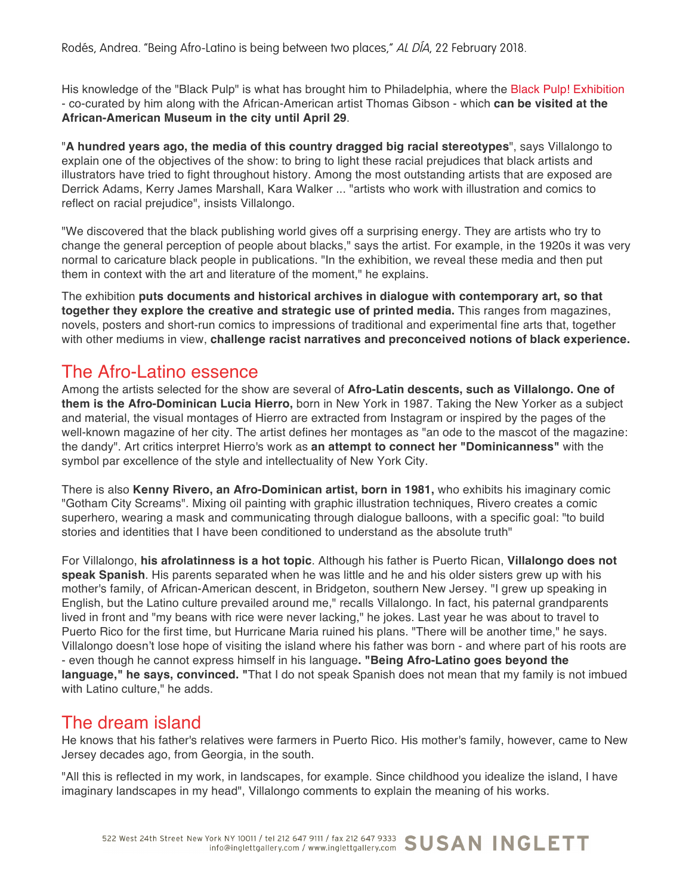His knowledge of the "Black Pulp" is what has brought him to Philadelphia, where the Black Pulp! Exhibition - co-curated by him along with the African-American artist Thomas Gibson - which **can be visited at the African-American Museum in the city until April 29**.

"**A hundred years ago, the media of this country dragged big racial stereotypes**", says Villalongo to explain one of the objectives of the show: to bring to light these racial prejudices that black artists and illustrators have tried to fight throughout history. Among the most outstanding artists that are exposed are Derrick Adams, Kerry James Marshall, Kara Walker ... "artists who work with illustration and comics to reflect on racial prejudice", insists Villalongo.

"We discovered that the black publishing world gives off a surprising energy. They are artists who try to change the general perception of people about blacks," says the artist. For example, in the 1920s it was very normal to caricature black people in publications. "In the exhibition, we reveal these media and then put them in context with the art and literature of the moment," he explains.

The exhibition **puts documents and historical archives in dialogue with contemporary art, so that together they explore the creative and strategic use of printed media.** This ranges from magazines, novels, posters and short-run comics to impressions of traditional and experimental fine arts that, together with other mediums in view, **challenge racist narratives and preconceived notions of black experience.**

## The Afro-Latino essence

Among the artists selected for the show are several of **Afro-Latin descents, such as Villalongo. One of them is the Afro-Dominican Lucia Hierro,** born in New York in 1987. Taking the New Yorker as a subject and material, the visual montages of Hierro are extracted from Instagram or inspired by the pages of the well-known magazine of her city. The artist defines her montages as "an ode to the mascot of the magazine: the dandy". Art critics interpret Hierro's work as **an attempt to connect her "Dominicanness"** with the symbol par excellence of the style and intellectuality of New York City.

There is also **Kenny Rivero, an Afro-Dominican artist, born in 1981,** who exhibits his imaginary comic "Gotham City Screams". Mixing oil painting with graphic illustration techniques, Rivero creates a comic superhero, wearing a mask and communicating through dialogue balloons, with a specific goal: "to build stories and identities that I have been conditioned to understand as the absolute truth"

For Villalongo, **his afrolatinness is a hot topic**. Although his father is Puerto Rican, **Villalongo does not speak Spanish**. His parents separated when he was little and he and his older sisters grew up with his mother's family, of African-American descent, in Bridgeton, southern New Jersey. "I grew up speaking in English, but the Latino culture prevailed around me," recalls Villalongo. In fact, his paternal grandparents lived in front and "my beans with rice were never lacking," he jokes. Last year he was about to travel to Puerto Rico for the first time, but Hurricane Maria ruined his plans. "There will be another time," he says. Villalongo doesn't lose hope of visiting the island where his father was born - and where part of his roots are - even though he cannot express himself in his language**. "Being Afro-Latino goes beyond the language," he says, convinced. "**That I do not speak Spanish does not mean that my family is not imbued with Latino culture," he adds.

## The dream island

He knows that his father's relatives were farmers in Puerto Rico. His mother's family, however, came to New Jersey decades ago, from Georgia, in the south.

"All this is reflected in my work, in landscapes, for example. Since childhood you idealize the island, I have imaginary landscapes in my head", Villalongo comments to explain the meaning of his works.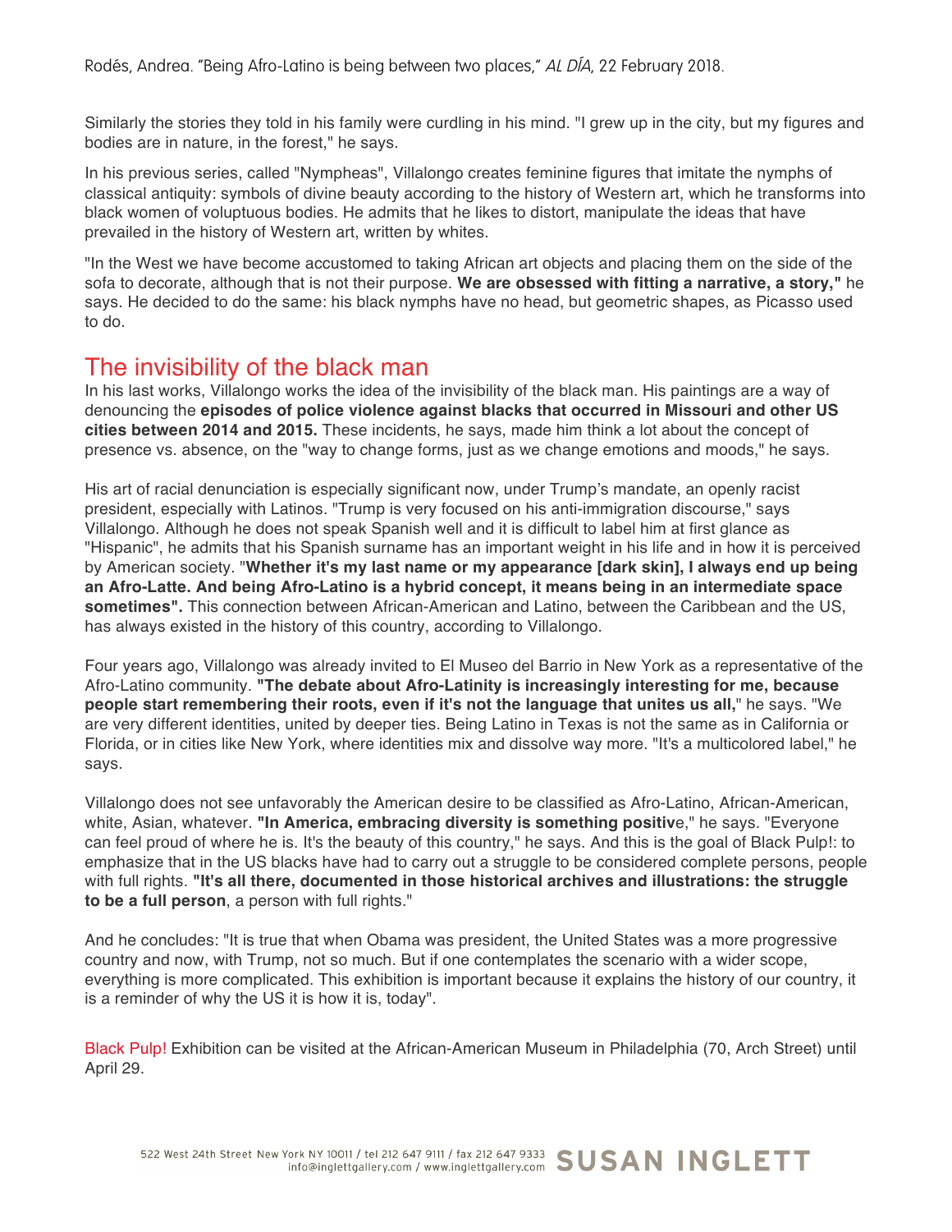Similarly the stories they told in his family were curdling in his mind. "I grew up in the city, but my figures and bodies are in nature, in the forest," he says.

In his previous series, called "Nympheas", Villalongo creates feminine figures that imitate the nymphs of classical antiquity: symbols of divine beauty according to the history of Western art, which he transforms into black women of voluptuous bodies. He admits that he likes to distort, manipulate the ideas that have prevailed in the history of Western art, written by whites.

"In the West we have become accustomed to taking African art objects and placing them on the side of the sofa to decorate, although that is not their purpose. **We are obsessed with fitting a narrative, a story,"** he says. He decided to do the same: his black nymphs have no head, but geometric shapes, as Picasso used to do.

## The invisibility of the black man

In his last works, Villalongo works the idea of the invisibility of the black man. His paintings are a way of denouncing the **episodes of police violence against blacks that occurred in Missouri and other US cities between 2014 and 2015.** These incidents, he says, made him think a lot about the concept of presence vs. absence, on the "way to change forms, just as we change emotions and moods," he says.

His art of racial denunciation is especially significant now, under Trump's mandate, an openly racist president, especially with Latinos. "Trump is very focused on his anti-immigration discourse," says Villalongo. Although he does not speak Spanish well and it is difficult to label him at first glance as "Hispanic", he admits that his Spanish surname has an important weight in his life and in how it is perceived by American society. "**Whether it's my last name or my appearance [dark skin], I always end up being an Afro-Latte. And being Afro-Latino is a hybrid concept, it means being in an intermediate space sometimes".** This connection between African-American and Latino, between the Caribbean and the US, has always existed in the history of this country, according to Villalongo.

Four years ago, Villalongo was already invited to El Museo del Barrio in New York as a representative of the Afro-Latino community. **"The debate about Afro-Latinity is increasingly interesting for me, because people start remembering their roots, even if it's not the language that unites us all,**" he says. "We are very different identities, united by deeper ties. Being Latino in Texas is not the same as in California or Florida, or in cities like New York, where identities mix and dissolve way more. "It's a multicolored label," he says.

Villalongo does not see unfavorably the American desire to be classified as Afro-Latino, African-American, white, Asian, whatever. **"In America, embracing diversity is something positiv**e," he says. "Everyone can feel proud of where he is. It's the beauty of this country," he says. And this is the goal of Black Pulp!: to emphasize that in the US blacks have had to carry out a struggle to be considered complete persons, people with full rights. **"It's all there, documented in those historical archives and illustrations: the struggle to be a full person**, a person with full rights."

And he concludes: "It is true that when Obama was president, the United States was a more progressive country and now, with Trump, not so much. But if one contemplates the scenario with a wider scope, everything is more complicated. This exhibition is important because it explains the history of our country, it is a reminder of why the US it is how it is, today".

Black Pulp! Exhibition can be visited at the African-American Museum in Philadelphia (70, Arch Street) until April 29.